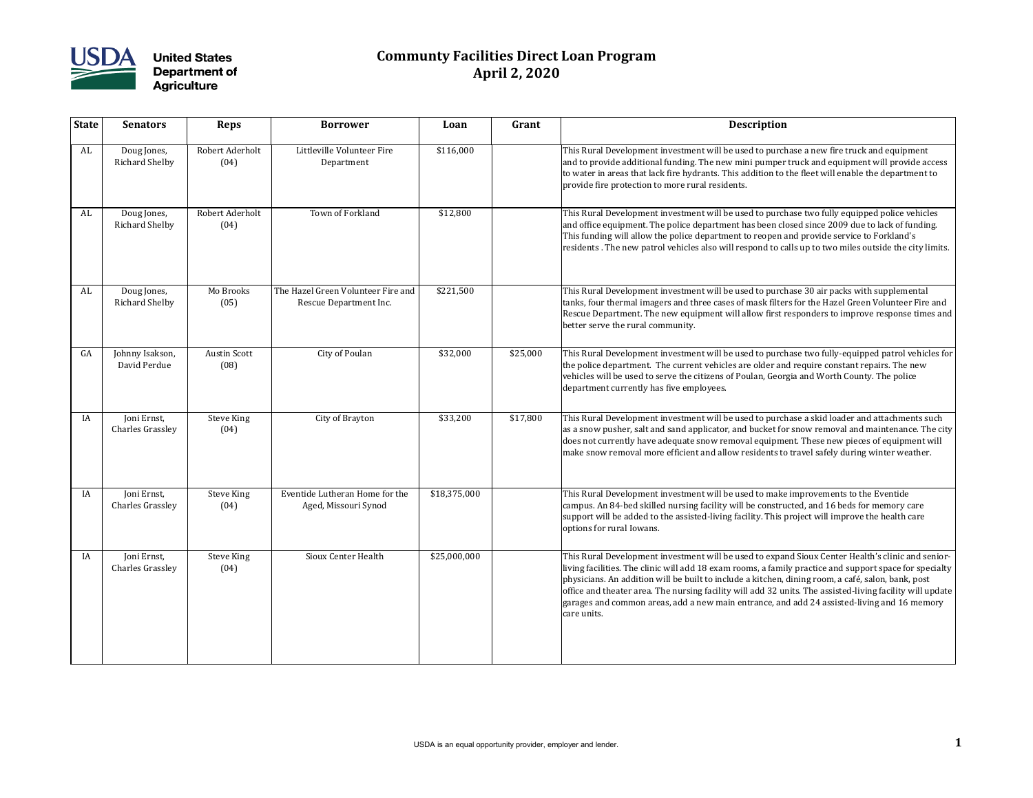# Community Facilities Direct Loan Program
## April 2, 2020

| State | Senators | Reps | Borrower | Loan | Grant | Description |
|---|---|---|---|---|---|---|
| AL | Doug Jones, Richard Shelby | Robert Aderholt (04) | Littleville Volunteer Fire Department | $116,000 | | This Rural Development investment will be used to purchase a new fire truck and equipment and to provide additional funding. The new mini pumper truck and equipment will provide access to water in areas that lack fire hydrants. This addition to the fleet will enable the department to provide fire protection to more rural residents. |
| AL | Doug Jones, Richard Shelby | Robert Aderholt (04) | Town of Forkland | $12,800 | | This Rural Development investment will be used to purchase two fully equipped police vehicles and office equipment. The police department has been closed since 2009 due to lack of funding. This funding will allow the police department to reopen and provide service to Forkland's residents . The new patrol vehicles also will respond to calls up to two miles outside the city limits. |
| AL | Doug Jones, Richard Shelby | Mo Brooks (05) | The Hazel Green Volunteer Fire and Rescue Department Inc. | $221,500 | | This Rural Development investment will be used to purchase 30 air packs with supplemental tanks, four thermal imagers and three cases of mask filters for the Hazel Green Volunteer Fire and Rescue Department. The new equipment will allow first responders to improve response times and better serve the rural community. |
| GA | Johnny Isakson, David Perdue | Austin Scott (08) | City of Poulan | $32,000 | $25,000 | This Rural Development investment will be used to purchase two fully-equipped patrol vehicles for the police department. The current vehicles are older and require constant repairs. The new vehicles will be used to serve the citizens of Poulan, Georgia and Worth County. The police department currently has five employees. |
| IA | Joni Ernst, Charles Grassley | Steve King (04) | City of Brayton | $33,200 | $17,800 | This Rural Development investment will be used to purchase a skid loader and attachments such as a snow pusher, salt and sand applicator, and bucket for snow removal and maintenance. The city does not currently have adequate snow removal equipment. These new pieces of equipment will make snow removal more efficient and allow residents to travel safely during winter weather. |
| IA | Joni Ernst, Charles Grassley | Steve King (04) | Eventide Lutheran Home for the Aged, Missouri Synod | $18,375,000 | | This Rural Development investment will be used to make improvements to the Eventide campus. An 84-bed skilled nursing facility will be constructed, and 16 beds for memory care support will be added to the assisted-living facility. This project will improve the health care options for rural Iowans. |
| IA | Joni Ernst, Charles Grassley | Steve King (04) | Sioux Center Health | $25,000,000 | | This Rural Development investment will be used to expand Sioux Center Health's clinic and senior-living facilities. The clinic will add 18 exam rooms, a family practice and support space for specialty physicians. An addition will be built to include a kitchen, dining room, a café, salon, bank, post office and theater area. The nursing facility will add 32 units. The assisted-living facility will update garages and common areas, add a new main entrance, and add 24 assisted-living and 16 memory care units. |

USDA is an equal opportunity provider, employer and lender.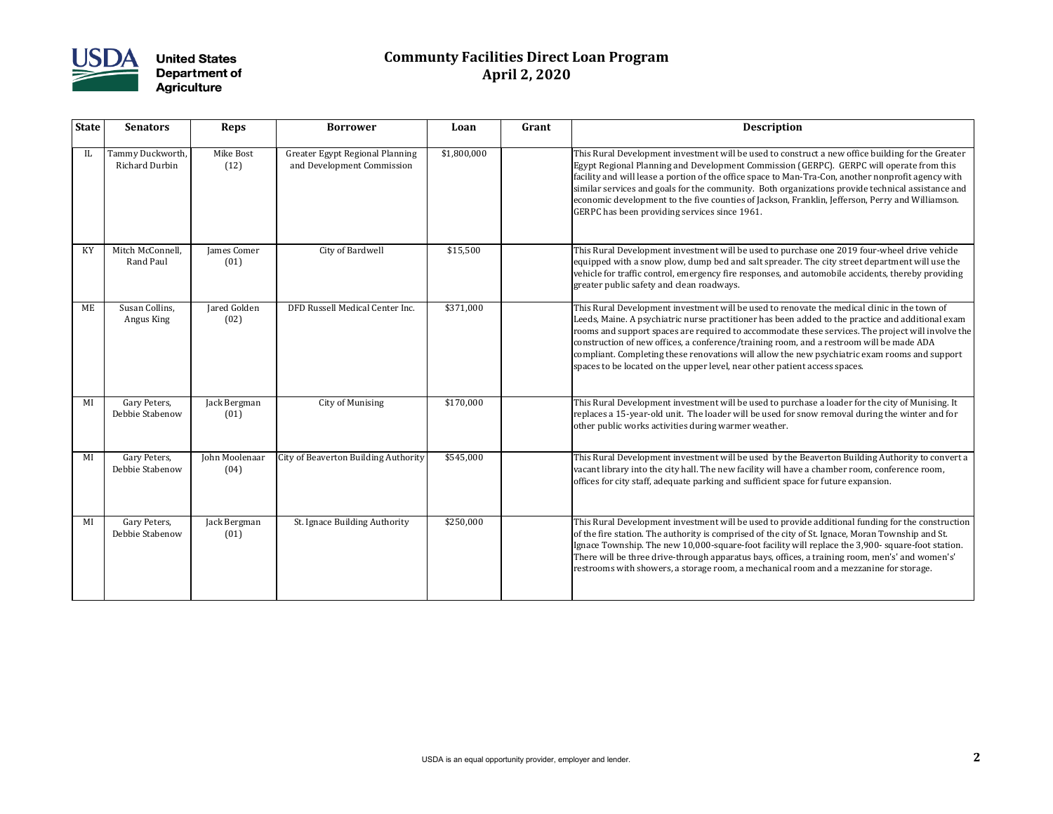# Community Facilities Direct Loan Program
## April 2, 2020

| State | Senators | Reps | Borrower | Loan | Grant | Description |
|---|---|---|---|---|---|---|
| IL | Tammy Duckworth, Richard Durbin | Mike Bost (12) | Greater Egypt Regional Planning and Development Commission | $1,800,000 | | This Rural Development investment will be used to construct a new office building for the Greater Egypt Regional Planning and Development Commission (GERPC). GERPC will operate from this facility and will lease a portion of the office space to Man-Tra-Con, another nonprofit agency with similar services and goals for the community. Both organizations provide technical assistance and economic development to the five counties of Jackson, Franklin, Jefferson, Perry and Williamson. GERPC has been providing services since 1961. |
| KY | Mitch McConnell, Rand Paul | James Comer (01) | City of Bardwell | $15,500 | | This Rural Development investment will be used to purchase one 2019 four-wheel drive vehicle equipped with a snow plow, dump bed and salt spreader. The city street department will use the vehicle for traffic control, emergency fire responses, and automobile accidents, thereby providing greater public safety and clean roadways. |
| ME | Susan Collins, Angus King | Jared Golden (02) | DFD Russell Medical Center Inc. | $371,000 | | This Rural Development investment will be used to renovate the medical clinic in the town of Leeds, Maine. A psychiatric nurse practitioner has been added to the practice and additional exam rooms and support spaces are required to accommodate these services. The project will involve the construction of new offices, a conference/training room, and a restroom will be made ADA compliant. Completing these renovations will allow the new psychiatric exam rooms and support spaces to be located on the upper level, near other patient access spaces. |
| MI | Gary Peters, Debbie Stabenow | Jack Bergman (01) | City of Munising | $170,000 | | This Rural Development investment will be used to purchase a loader for the city of Munising. It replaces a 15-year-old unit. The loader will be used for snow removal during the winter and for other public works activities during warmer weather. |
| MI | Gary Peters, Debbie Stabenow | John Moolenaar (04) | City of Beaverton Building Authority | $545,000 | | This Rural Development investment will be used by the Beaverton Building Authority to convert a vacant library into the city hall. The new facility will have a chamber room, conference room, offices for city staff, adequate parking and sufficient space for future expansion. |
| MI | Gary Peters, Debbie Stabenow | Jack Bergman (01) | St. Ignace Building Authority | $250,000 | | This Rural Development investment will be used to provide additional funding for the construction of the fire station. The authority is comprised of the city of St. Ignace, Moran Township and St. Ignace Township. The new 10,000-square-foot facility will replace the 3,900- square-foot station. There will be three drive-through apparatus bays, offices, a training room, men's' and women's' restrooms with showers, a storage room, a mechanical room and a mezzanine for storage. |

USDA is an equal opportunity provider, employer and lender.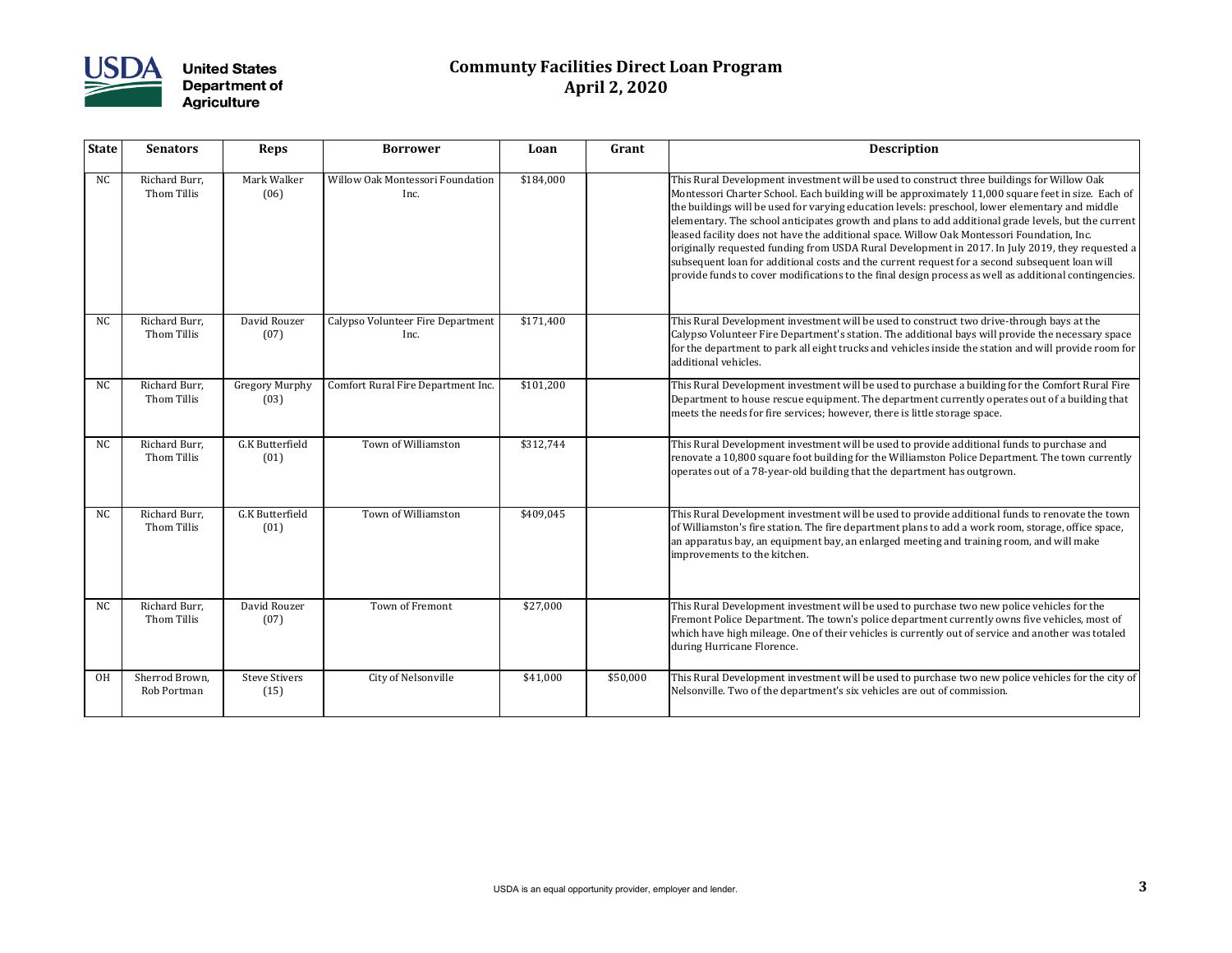# Community Facilities Direct Loan Program
## April 2, 2020

| State | Senators | Reps | Borrower | Loan | Grant | Description |
|---|---|---|---|---|---|---|
| NC | Richard Burr, Thom Tillis | Mark Walker (06) | Willow Oak Montessori Foundation Inc. | $184,000 | | This Rural Development investment will be used to construct three buildings for Willow Oak Montessori Charter School. Each building will be approximately 11,000 square feet in size. Each of the buildings will be used for varying education levels: preschool, lower elementary and middle elementary. The school anticipates growth and plans to add additional grade levels, but the current leased facility does not have the additional space. Willow Oak Montessori Foundation, Inc. originally requested funding from USDA Rural Development in 2017. In July 2019, they requested a subsequent loan for additional costs and the current request for a second subsequent loan will provide funds to cover modifications to the final design process as well as additional contingencies. |
| NC | Richard Burr, Thom Tillis | David Rouzer (07) | Calypso Volunteer Fire Department Inc. | $171,400 | | This Rural Development investment will be used to construct two drive-through bays at the Calypso Volunteer Fire Department's station. The additional bays will provide the necessary space for the department to park all eight trucks and vehicles inside the station and will provide room for additional vehicles. |
| NC | Richard Burr, Thom Tillis | Gregory Murphy (03) | Comfort Rural Fire Department Inc. | $101,200 | | This Rural Development investment will be used to purchase a building for the Comfort Rural Fire Department to house rescue equipment. The department currently operates out of a building that meets the needs for fire services; however, there is little storage space. |
| NC | Richard Burr, Thom Tillis | G.K Butterfield (01) | Town of Williamston | $312,744 | | This Rural Development investment will be used to provide additional funds to purchase and renovate a 10,800 square foot building for the Williamston Police Department. The town currently operates out of a 78-year-old building that the department has outgrown. |
| NC | Richard Burr, Thom Tillis | G.K Butterfield (01) | Town of Williamston | $409,045 | | This Rural Development investment will be used to provide additional funds to renovate the town of Williamston's fire station. The fire department plans to add a work room, storage, office space, an apparatus bay, an equipment bay, an enlarged meeting and training room, and will make improvements to the kitchen. |
| NC | Richard Burr, Thom Tillis | David Rouzer (07) | Town of Fremont | $27,000 | | This Rural Development investment will be used to purchase two new police vehicles for the Fremont Police Department. The town's police department currently owns five vehicles, most of which have high mileage. One of their vehicles is currently out of service and another was totaled during Hurricane Florence. |
| OH | Sherrod Brown, Rob Portman | Steve Stivers (15) | City of Nelsonville | $41,000 | $50,000 | This Rural Development investment will be used to purchase two new police vehicles for the city of Nelsonville. Two of the department's six vehicles are out of commission. |

USDA is an equal opportunity provider, employer and lender.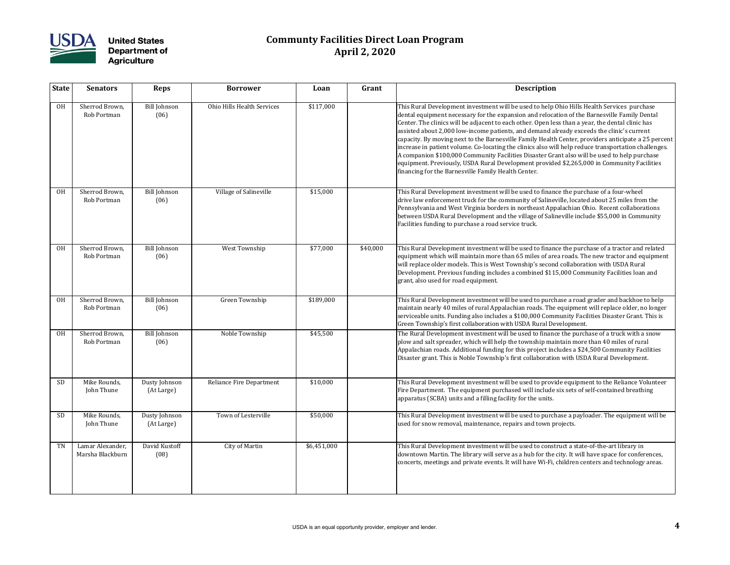# Community Facilities Direct Loan Program
## April 2, 2020

| State | Senators | Reps | Borrower | Loan | Grant | Description |
|---|---|---|---|---|---|---|
| OH | Sherrod Brown, Rob Portman | Bill Johnson (06) | Ohio Hills Health Services | $117,000 | | This Rural Development investment will be used to help Ohio Hills Health Services purchase dental equipment necessary for the expansion and relocation of the Barnesville Family Dental Center. The clinics will be adjacent to each other. Open less than a year, the dental clinic has assisted about 2,000 low-income patients, and demand already exceeds the clinic's current capacity. By moving next to the Barnesville Family Health Center, providers anticipate a 25 percent increase in patient volume. Co-locating the clinics also will help reduce transportation challenges. A companion $100,000 Community Facilities Disaster Grant also will be used to help purchase equipment. Previously, USDA Rural Development provided $2,265,000 in Community Facilities financing for the Barnesville Family Health Center. |
| OH | Sherrod Brown, Rob Portman | Bill Johnson (06) | Village of Salineville | $15,000 | | This Rural Development investment will be used to finance the purchase of a four-wheel drive law enforcement truck for the community of Salineville, located about 25 miles from the Pennsylvania and West Virginia borders in northeast Appalachian Ohio. Recent collaborations between USDA Rural Development and the village of Salineville include $55,000 in Community Facilities funding to purchase a road service truck. |
| OH | Sherrod Brown, Rob Portman | Bill Johnson (06) | West Township | $77,000 | $40,000 | This Rural Development investment will be used to finance the purchase of a tractor and related equipment which will maintain more than 65 miles of area roads. The new tractor and equipment will replace older models. This is West Township's second collaboration with USDA Rural Development. Previous funding includes a combined $115,000 Community Facilities loan and grant, also used for road equipment. |
| OH | Sherrod Brown, Rob Portman | Bill Johnson (06) | Green Township | $189,000 | | This Rural Development investment will be used to purchase a road grader and backhoe to help maintain nearly 40 miles of rural Appalachian roads. The equipment will replace older, no longer serviceable units. Funding also includes a $100,000 Community Facilities Disaster Grant. This is Green Township's first collaboration with USDA Rural Development. |
| OH | Sherrod Brown, Rob Portman | Bill Johnson (06) | Noble Township | $45,500 | | The Rural Development investment will be used to finance the purchase of a truck with a snow plow and salt spreader, which will help the township maintain more than 40 miles of rural Appalachian roads. Additional funding for this project includes a $24,500 Community Facilities Disaster grant. This is Noble Township's first collaboration with USDA Rural Development. |
| SD | Mike Rounds, John Thune | Dusty Johnson (At Large) | Reliance Fire Department | $10,000 | | This Rural Development investment will be used to provide equipment to the Reliance Volunteer Fire Department. The equipment purchased will include six sets of self-contained breathing apparatus (SCBA) units and a filling facility for the units. |
| SD | Mike Rounds, John Thune | Dusty Johnson (At Large) | Town of Lesterville | $50,000 | | This Rural Development investment will be used to purchase a payloader. The equipment will be used for snow removal, maintenance, repairs and town projects. |
| TN | Lamar Alexander, Marsha Blackburn | David Kustoff (08) | City of Martin | $6,451,000 | | This Rural Development investment will be used to construct a state-of-the-art library in downtown Martin. The library will serve as a hub for the city. It will have space for conferences, concerts, meetings and private events. It will have Wi-Fi, children centers and technology areas. |

USDA is an equal opportunity provider, employer and lender.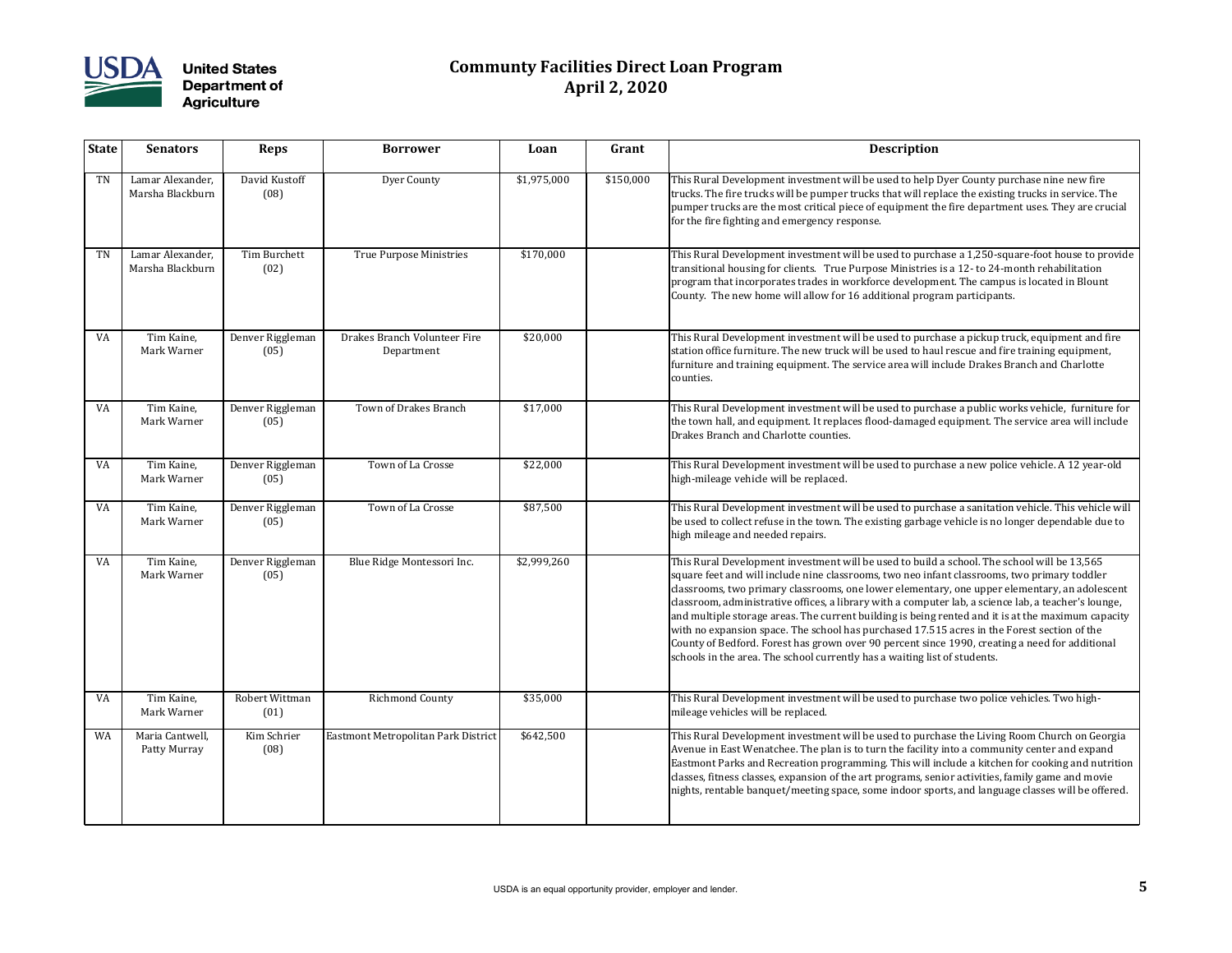# Community Facilities Direct Loan Program
## April 2, 2020

| State | Senators | Reps | Borrower | Loan | Grant | Description |
|---|---|---|---|---|---|---|
| TN | Lamar Alexander, Marsha Blackburn | David Kustoff (08) | Dyer County | $1,975,000 | $150,000 | This Rural Development investment will be used to help Dyer County purchase nine new fire trucks. The fire trucks will be pumper trucks that will replace the existing trucks in service. The pumper trucks are the most critical piece of equipment the fire department uses. They are crucial for the fire fighting and emergency response. |
| TN | Lamar Alexander, Marsha Blackburn | Tim Burchett (02) | True Purpose Ministries | $170,000 | | This Rural Development investment will be used to purchase a 1,250-square-foot house to provide transitional housing for clients. True Purpose Ministries is a 12- to 24-month rehabilitation program that incorporates trades in workforce development. The campus is located in Blount County. The new home will allow for 16 additional program participants. |
| VA | Tim Kaine, Mark Warner | Denver Riggleman (05) | Drakes Branch Volunteer Fire Department | $20,000 | | This Rural Development investment will be used to purchase a pickup truck, equipment and fire station office furniture. The new truck will be used to haul rescue and fire training equipment, furniture and training equipment. The service area will include Drakes Branch and Charlotte counties. |
| VA | Tim Kaine, Mark Warner | Denver Riggleman (05) | Town of Drakes Branch | $17,000 | | This Rural Development investment will be used to purchase a public works vehicle, furniture for the town hall, and equipment. It replaces flood-damaged equipment. The service area will include Drakes Branch and Charlotte counties. |
| VA | Tim Kaine, Mark Warner | Denver Riggleman (05) | Town of La Crosse | $22,000 | | This Rural Development investment will be used to purchase a new police vehicle. A 12 year-old high-mileage vehicle will be replaced. |
| VA | Tim Kaine, Mark Warner | Denver Riggleman (05) | Town of La Crosse | $87,500 | | This Rural Development investment will be used to purchase a sanitation vehicle. This vehicle will be used to collect refuse in the town. The existing garbage vehicle is no longer dependable due to high mileage and needed repairs. |
| VA | Tim Kaine, Mark Warner | Denver Riggleman (05) | Blue Ridge Montessori Inc. | $2,999,260 | | This Rural Development investment will be used to build a school. The school will be 13,565 square feet and will include nine classrooms, two neo infant classrooms, two primary toddler classrooms, two primary classrooms, one lower elementary, one upper elementary, an adolescent classroom, administrative offices, a library with a computer lab, a science lab, a teacher's lounge, and multiple storage areas. The current building is being rented and it is at the maximum capacity with no expansion space. The school has purchased 17.515 acres in the Forest section of the County of Bedford. Forest has grown over 90 percent since 1990, creating a need for additional schools in the area. The school currently has a waiting list of students. |
| VA | Tim Kaine, Mark Warner | Robert Wittman (01) | Richmond County | $35,000 | | This Rural Development investment will be used to purchase two police vehicles. Two high-mileage vehicles will be replaced. |
| WA | Maria Cantwell, Patty Murray | Kim Schrier (08) | Eastmont Metropolitan Park District | $642,500 | | This Rural Development investment will be used to purchase the Living Room Church on Georgia Avenue in East Wenatchee. The plan is to turn the facility into a community center and expand Eastmont Parks and Recreation programming. This will include a kitchen for cooking and nutrition classes, fitness classes, expansion of the art programs, senior activities, family game and movie nights, rentable banquet/meeting space, some indoor sports, and language classes will be offered. |

USDA is an equal opportunity provider, employer and lender.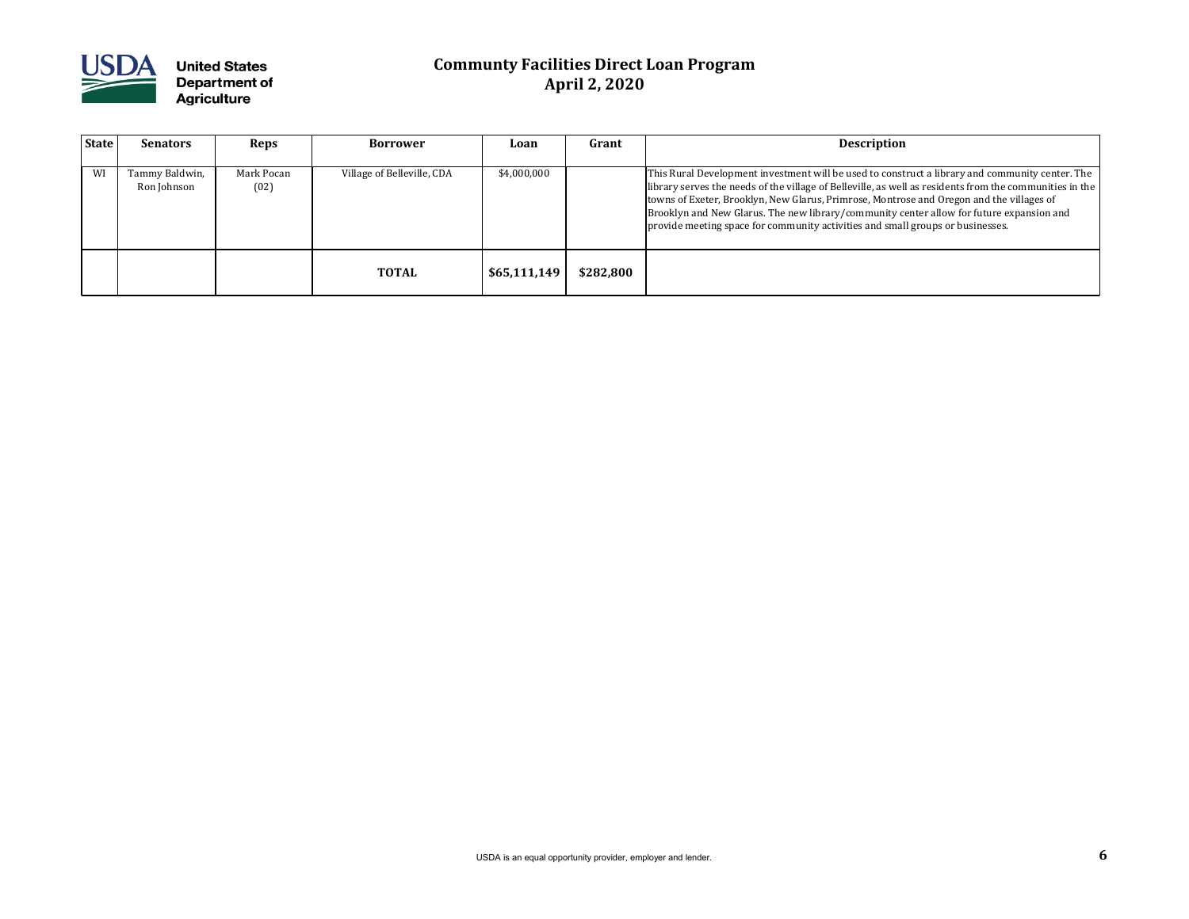# Community Facilities Direct Loan Program
## April 2, 2020

| State | Senators | Reps | Borrower | Loan | Grant | Description |
|---|---|---|---|---|---|---|
| WI | Tammy Baldwin, Ron Johnson | Mark Pocan (02) | Village of Belleville, CDA | $4,000,000 | | This Rural Development investment will be used to construct a library and community center. The library serves the needs of the village of Belleville, as well as residents from the communities in the towns of Exeter, Brooklyn, New Glarus, Primrose, Montrose and Oregon and the villages of Brooklyn and New Glarus. The new library/community center allow for future expansion and provide meeting space for community activities and small groups or businesses. |
| | | | **TOTAL** | **$65,111,149** | **$282,800** | |

USDA is an equal opportunity provider, employer and lender.